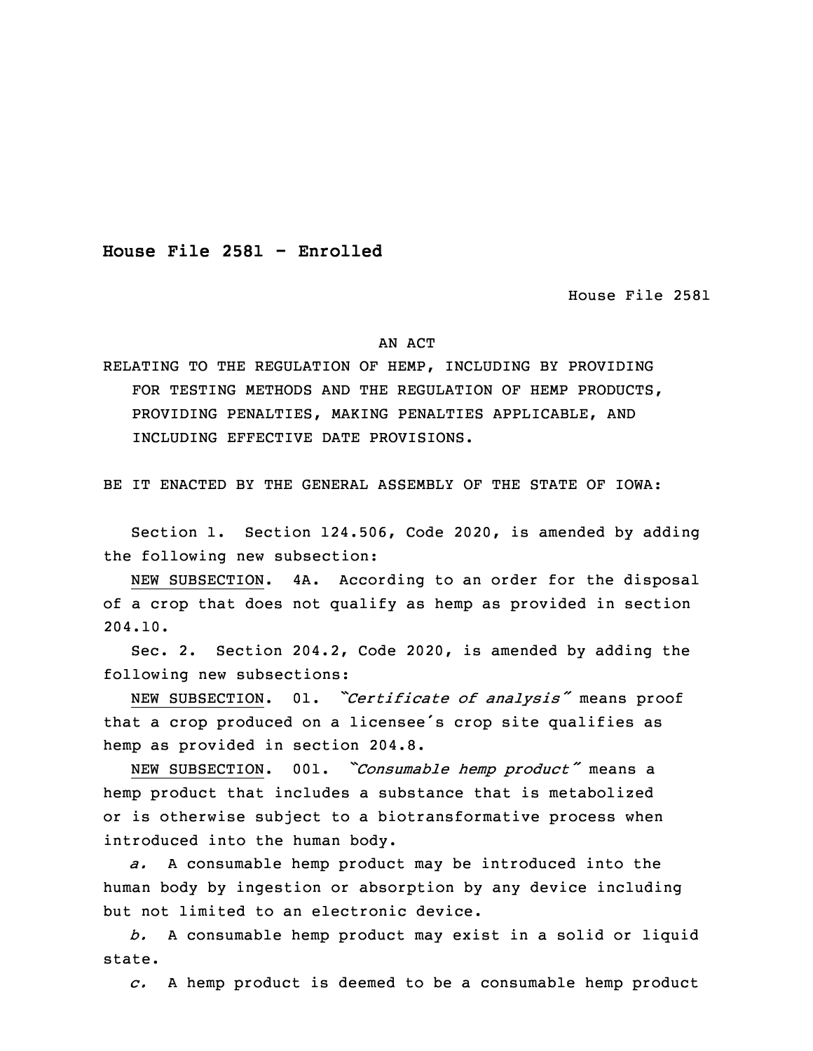**House File 2581 - Enrolled**

House File 2581

AN ACT

RELATING TO THE REGULATION OF HEMP, INCLUDING BY PROVIDING FOR TESTING METHODS AND THE REGULATION OF HEMP PRODUCTS, PROVIDING PENALTIES, MAKING PENALTIES APPLICABLE, AND INCLUDING EFFECTIVE DATE PROVISIONS.

BE IT ENACTED BY THE GENERAL ASSEMBLY OF THE STATE OF IOWA:

Section 1. Section 124.506, Code 2020, is amended by adding the following new subsection:

NEW SUBSECTION. 4A. According to an order for the disposal of a crop that does not qualify as hemp as provided in section 204.10.

Sec. 2. Section 204.2, Code 2020, is amended by adding the following new subsections:

NEW SUBSECTION. 01. *"Certificate of analysis"* means proof that a crop produced on a licensee's crop site qualifies as hemp as provided in section 204.8.

NEW SUBSECTION. 001. *"Consumable hemp product"* means a hemp product that includes a substance that is metabolized or is otherwise subject to a biotransformative process when introduced into the human body.

*a.* A consumable hemp product may be introduced into the human body by ingestion or absorption by any device including but not limited to an electronic device.

*b.* A consumable hemp product may exist in a solid or liquid state.

*c.* A hemp product is deemed to be a consumable hemp product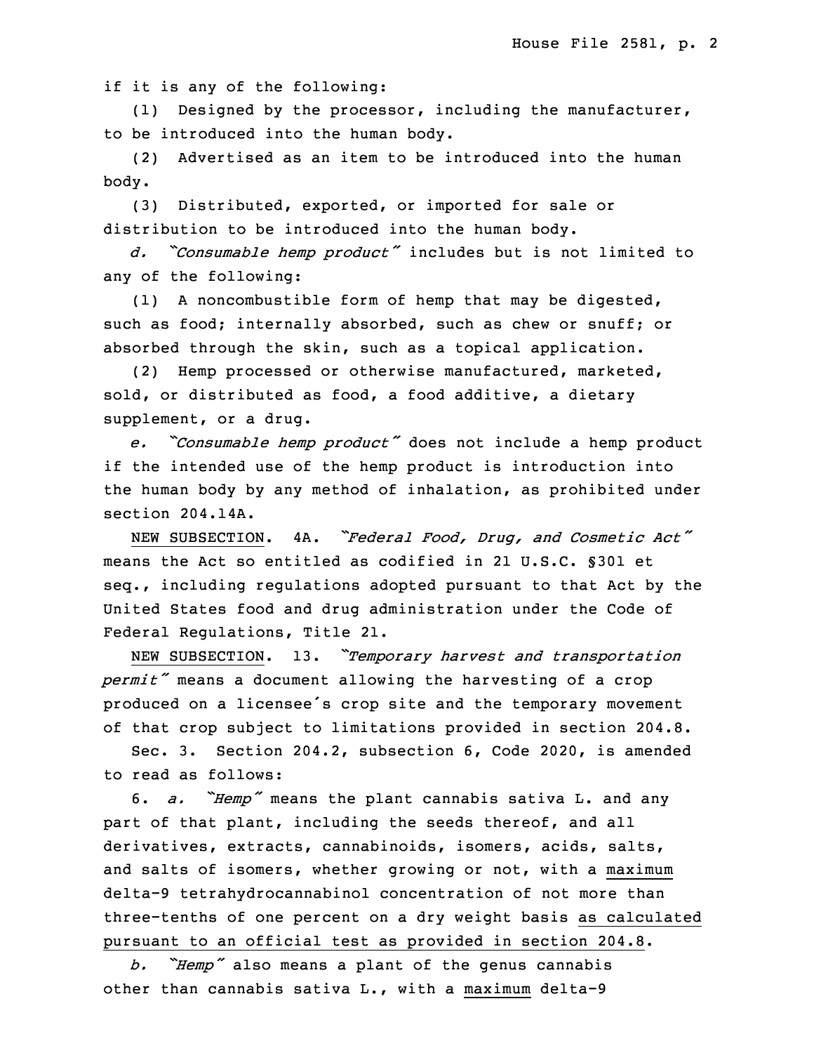if it is any of the following:

(1) Designed by the processor, including the manufacturer, to be introduced into the human body.

(2) Advertised as an item to be introduced into the human body.

(3) Distributed, exported, or imported for sale or distribution to be introduced into the human body.

*d. "Consumable hemp product"* includes but is not limited to any of the following:

(1) A noncombustible form of hemp that may be digested, such as food; internally absorbed, such as chew or snuff; or absorbed through the skin, such as a topical application.

(2) Hemp processed or otherwise manufactured, marketed, sold, or distributed as food, a food additive, a dietary supplement, or a drug.

*e. "Consumable hemp product"* does not include a hemp product if the intended use of the hemp product is introduction into the human body by any method of inhalation, as prohibited under section 204.14A.

NEW SUBSECTION. 4A. *"Federal Food, Drug, and Cosmetic Act"* means the Act so entitled as codified in 21 U.S.C. §301 et seq., including regulations adopted pursuant to that Act by the United States food and drug administration under the Code of Federal Regulations, Title 21.

NEW SUBSECTION. 13. *"Temporary harvest and transportation permit"* means a document allowing the harvesting of a crop produced on a licensee's crop site and the temporary movement of that crop subject to limitations provided in section 204.8.

Sec. 3. Section 204.2, subsection 6, Code 2020, is amended to read as follows:

6. *a. "Hemp"* means the plant cannabis sativa L. and any part of that plant, including the seeds thereof, and all derivatives, extracts, cannabinoids, isomers, acids, salts, and salts of isomers, whether growing or not, with a maximum delta-9 tetrahydrocannabinol concentration of not more than three-tenths of one percent on a dry weight basis as calculated pursuant to an official test as provided in section 204.8.

*b. "Hemp"* also means a plant of the genus cannabis other than cannabis sativa L., with a maximum delta-9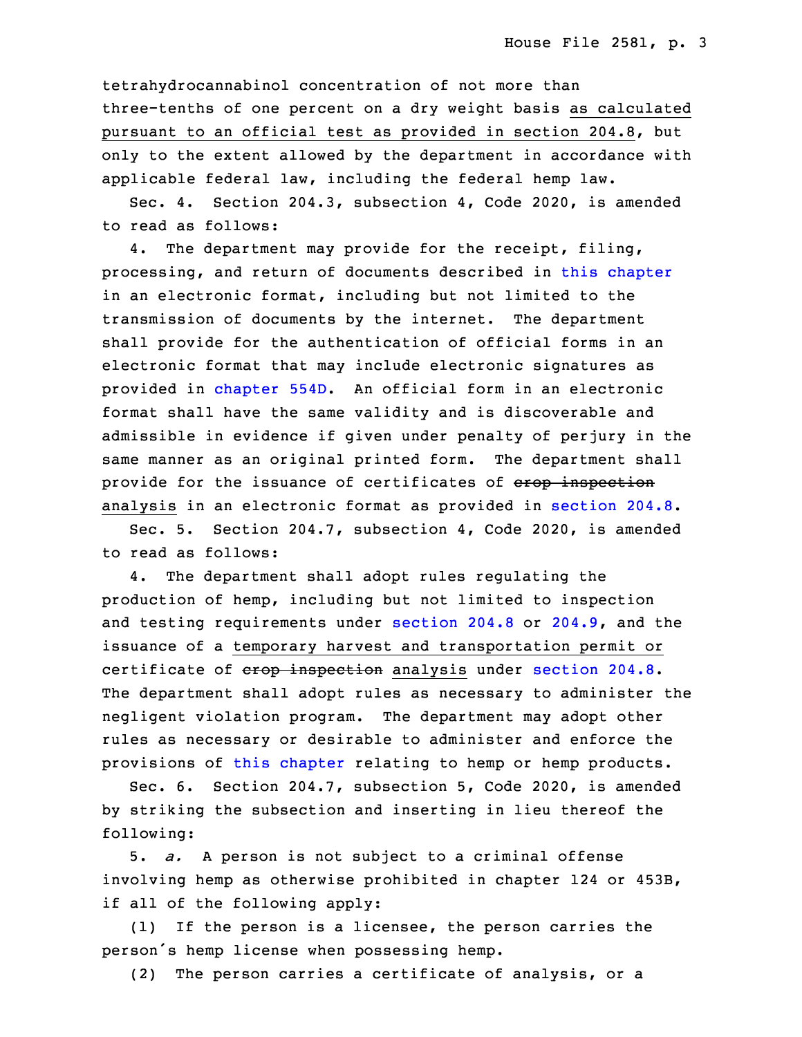tetrahydrocannabinol concentration of not more than three-tenths of one percent on a dry weight basis as calculated pursuant to an official test as provided in section 204.8, but only to the extent allowed by the department in accordance with applicable federal law, including the federal hemp law.

Sec. 4. Section 204.3, subsection 4, Code 2020, is amended to read as follows:

4. The department may provide for the receipt, filing, processing, and return of documents described in this chapter in an electronic format, including but not limited to the transmission of documents by the internet. The department shall provide for the authentication of official forms in an electronic format that may include electronic signatures as provided in chapter 554D. An official form in an electronic format shall have the same validity and is discoverable and admissible in evidence if given under penalty of perjury in the same manner as an original printed form. The department shall provide for the issuance of certificates of ~~crop inspection~~ analysis in an electronic format as provided in section 204.8.

Sec. 5. Section 204.7, subsection 4, Code 2020, is amended to read as follows:

4. The department shall adopt rules regulating the production of hemp, including but not limited to inspection and testing requirements under section 204.8 or 204.9, and the issuance of a temporary harvest and transportation permit or certificate of ~~crop inspection~~ analysis under section 204.8. The department shall adopt rules as necessary to administer the negligent violation program. The department may adopt other rules as necessary or desirable to administer and enforce the provisions of this chapter relating to hemp or hemp products.

Sec. 6. Section 204.7, subsection 5, Code 2020, is amended by striking the subsection and inserting in lieu thereof the following:

5. *a.* A person is not subject to a criminal offense involving hemp as otherwise prohibited in chapter 124 or 453B, if all of the following apply:

(1) If the person is a licensee, the person carries the person's hemp license when possessing hemp.

(2) The person carries a certificate of analysis, or a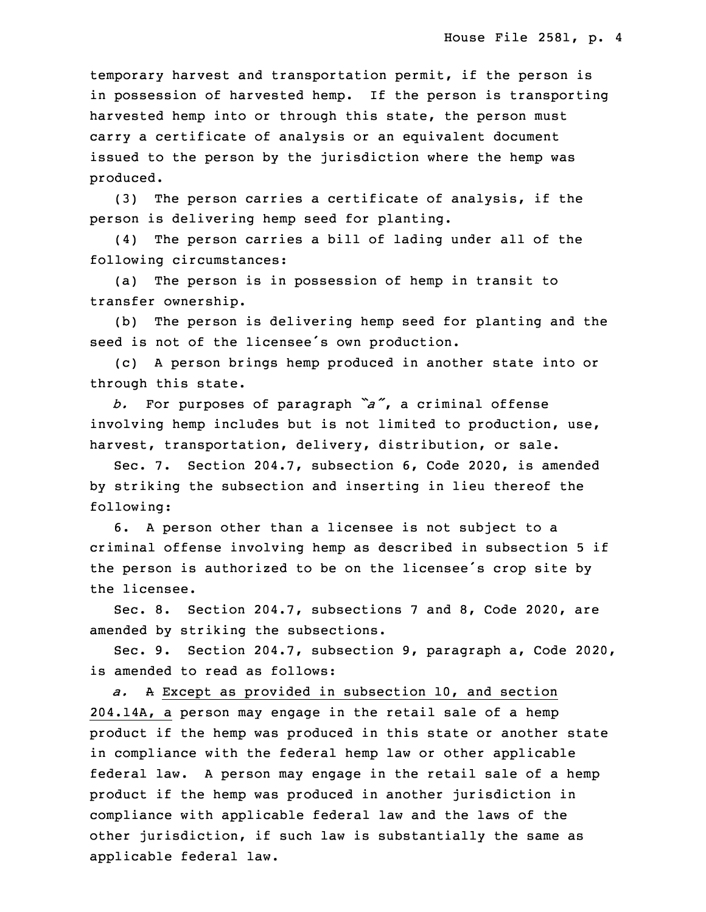temporary harvest and transportation permit, if the person is in possession of harvested hemp. If the person is transporting harvested hemp into or through this state, the person must carry a certificate of analysis or an equivalent document issued to the person by the jurisdiction where the hemp was produced.

(3) The person carries a certificate of analysis, if the person is delivering hemp seed for planting.

(4) The person carries a bill of lading under all of the following circumstances:

(a) The person is in possession of hemp in transit to transfer ownership.

(b) The person is delivering hemp seed for planting and the seed is not of the licensee's own production.

(c) A person brings hemp produced in another state into or through this state.

*b.* For purposes of paragraph *"a"*, a criminal offense involving hemp includes but is not limited to production, use, harvest, transportation, delivery, distribution, or sale.

Sec. 7. Section 204.7, subsection 6, Code 2020, is amended by striking the subsection and inserting in lieu thereof the following:

6. A person other than a licensee is not subject to a criminal offense involving hemp as described in subsection 5 if the person is authorized to be on the licensee's crop site by the licensee.

Sec. 8. Section 204.7, subsections 7 and 8, Code 2020, are amended by striking the subsections.

Sec. 9. Section 204.7, subsection 9, paragraph a, Code 2020, is amended to read as follows:

*a.* ~~A~~ Except as provided in subsection 10, and section 204.14A, a person may engage in the retail sale of a hemp product if the hemp was produced in this state or another state in compliance with the federal hemp law or other applicable federal law. A person may engage in the retail sale of a hemp product if the hemp was produced in another jurisdiction in compliance with applicable federal law and the laws of the other jurisdiction, if such law is substantially the same as applicable federal law.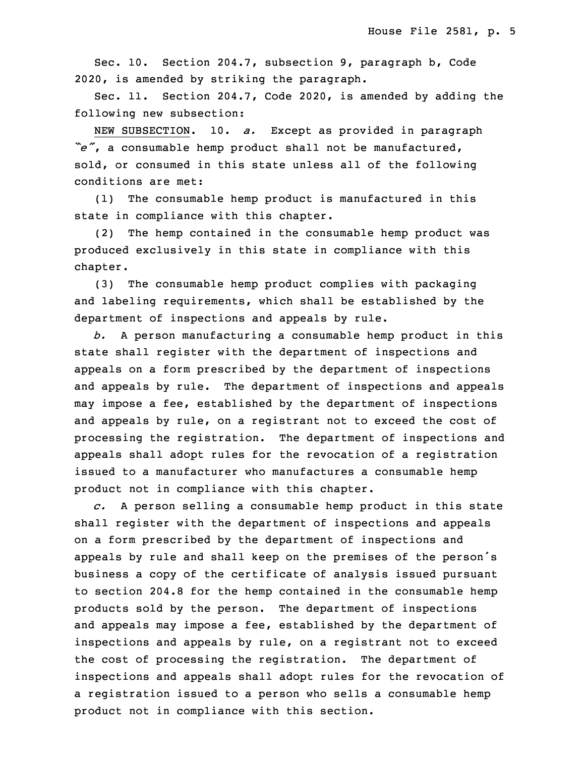Sec. 10. Section 204.7, subsection 9, paragraph b, Code 2020, is amended by striking the paragraph.

Sec. 11. Section 204.7, Code 2020, is amended by adding the following new subsection:

NEW SUBSECTION. 10. *a.* Except as provided in paragraph "*e*", a consumable hemp product shall not be manufactured, sold, or consumed in this state unless all of the following conditions are met:

(1) The consumable hemp product is manufactured in this state in compliance with this chapter.

(2) The hemp contained in the consumable hemp product was produced exclusively in this state in compliance with this chapter.

(3) The consumable hemp product complies with packaging and labeling requirements, which shall be established by the department of inspections and appeals by rule.

*b.* A person manufacturing a consumable hemp product in this state shall register with the department of inspections and appeals on a form prescribed by the department of inspections and appeals by rule. The department of inspections and appeals may impose a fee, established by the department of inspections and appeals by rule, on a registrant not to exceed the cost of processing the registration. The department of inspections and appeals shall adopt rules for the revocation of a registration issued to a manufacturer who manufactures a consumable hemp product not in compliance with this chapter.

*c.* A person selling a consumable hemp product in this state shall register with the department of inspections and appeals on a form prescribed by the department of inspections and appeals by rule and shall keep on the premises of the person's business a copy of the certificate of analysis issued pursuant to section 204.8 for the hemp contained in the consumable hemp products sold by the person. The department of inspections and appeals may impose a fee, established by the department of inspections and appeals by rule, on a registrant not to exceed the cost of processing the registration. The department of inspections and appeals shall adopt rules for the revocation of a registration issued to a person who sells a consumable hemp product not in compliance with this section.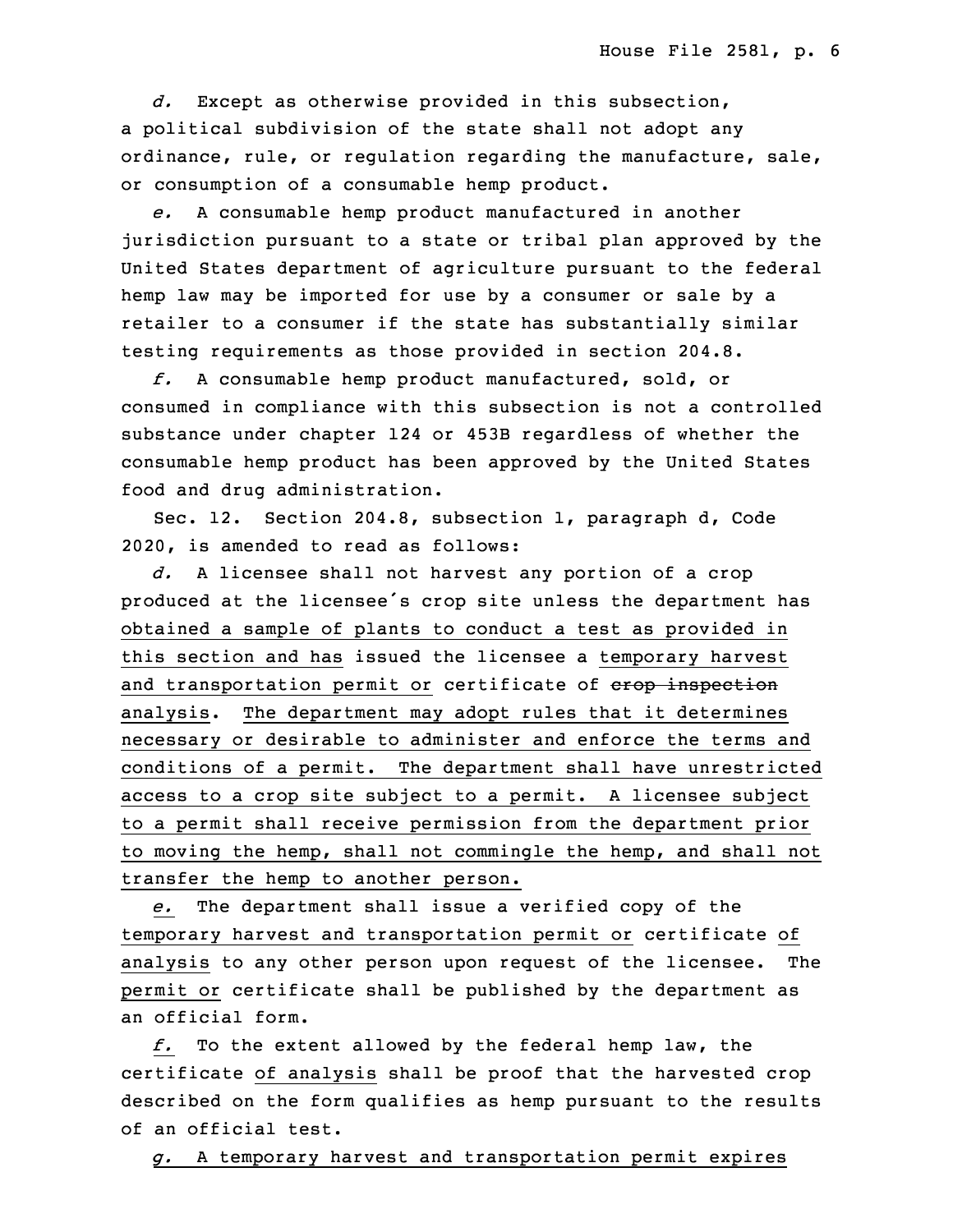*d.* Except as otherwise provided in this subsection, a political subdivision of the state shall not adopt any ordinance, rule, or regulation regarding the manufacture, sale, or consumption of a consumable hemp product.

*e.* A consumable hemp product manufactured in another jurisdiction pursuant to a state or tribal plan approved by the United States department of agriculture pursuant to the federal hemp law may be imported for use by a consumer or sale by a retailer to a consumer if the state has substantially similar testing requirements as those provided in section 204.8.

*f.* A consumable hemp product manufactured, sold, or consumed in compliance with this subsection is not a controlled substance under chapter 124 or 453B regardless of whether the consumable hemp product has been approved by the United States food and drug administration.

Sec. 12. Section 204.8, subsection 1, paragraph d, Code 2020, is amended to read as follows:

*d.* A licensee shall not harvest any portion of a crop produced at the licensee's crop site unless the department has obtained a sample of plants to conduct a test as provided in this section and has issued the licensee a temporary harvest and transportation permit or certificate of ~~crop inspection~~ analysis. The department may adopt rules that it determines necessary or desirable to administer and enforce the terms and conditions of a permit. The department shall have unrestricted access to a crop site subject to a permit. A licensee subject to a permit shall receive permission from the department prior to moving the hemp, shall not commingle the hemp, and shall not transfer the hemp to another person.

*e.* The department shall issue a verified copy of the temporary harvest and transportation permit or certificate of analysis to any other person upon request of the licensee. The permit or certificate shall be published by the department as an official form.

*f.* To the extent allowed by the federal hemp law, the certificate of analysis shall be proof that the harvested crop described on the form qualifies as hemp pursuant to the results of an official test.

*g.* A temporary harvest and transportation permit expires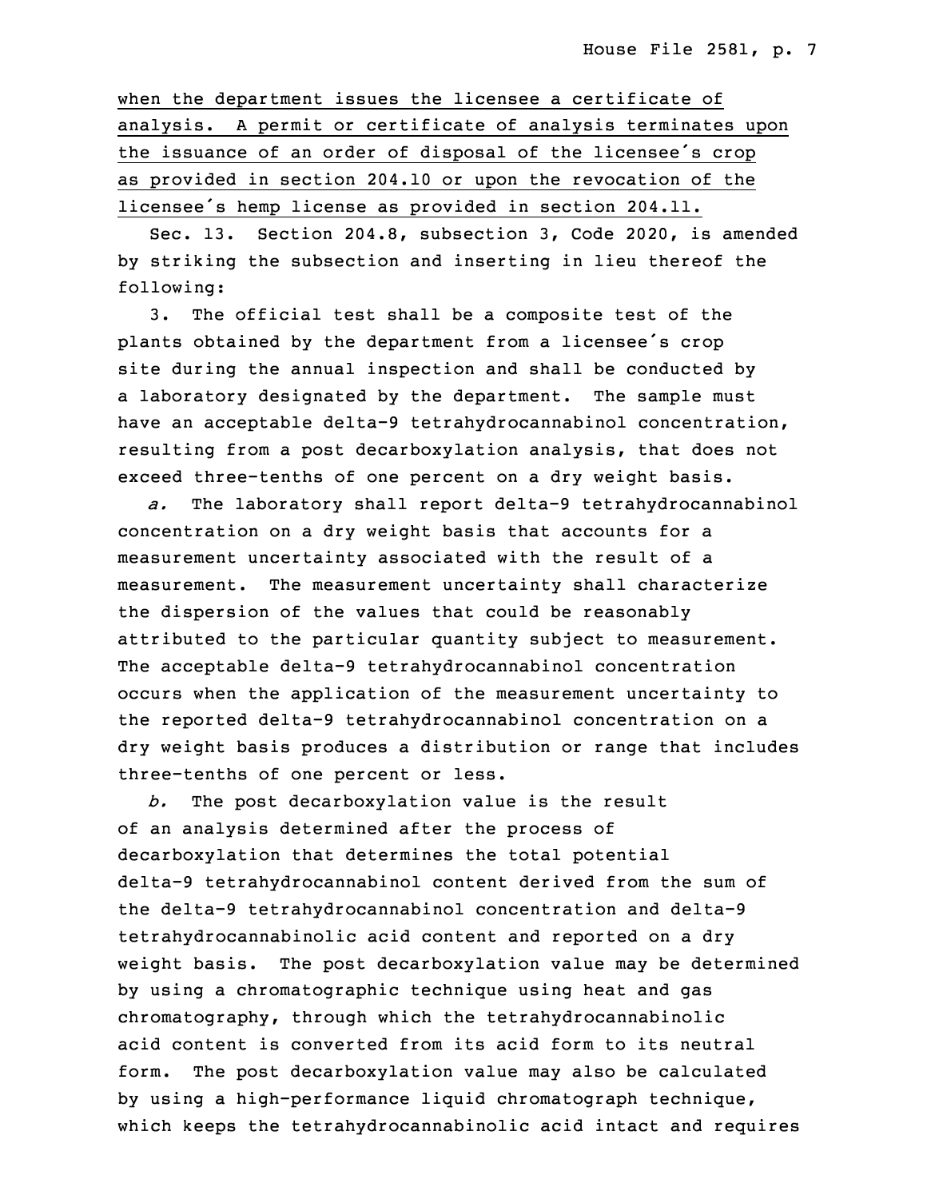when the department issues the licensee a certificate of analysis. A permit or certificate of analysis terminates upon the issuance of an order of disposal of the licensee's crop as provided in section 204.10 or upon the revocation of the licensee's hemp license as provided in section 204.11.

Sec. 13. Section 204.8, subsection 3, Code 2020, is amended by striking the subsection and inserting in lieu thereof the following:

3. The official test shall be a composite test of the plants obtained by the department from a licensee's crop site during the annual inspection and shall be conducted by a laboratory designated by the department. The sample must have an acceptable delta-9 tetrahydrocannabinol concentration, resulting from a post decarboxylation analysis, that does not exceed three-tenths of one percent on a dry weight basis.

*a.* The laboratory shall report delta-9 tetrahydrocannabinol concentration on a dry weight basis that accounts for a measurement uncertainty associated with the result of a measurement. The measurement uncertainty shall characterize the dispersion of the values that could be reasonably attributed to the particular quantity subject to measurement. The acceptable delta-9 tetrahydrocannabinol concentration occurs when the application of the measurement uncertainty to the reported delta-9 tetrahydrocannabinol concentration on a dry weight basis produces a distribution or range that includes three-tenths of one percent or less.

*b.* The post decarboxylation value is the result of an analysis determined after the process of decarboxylation that determines the total potential delta-9 tetrahydrocannabinol content derived from the sum of the delta-9 tetrahydrocannabinol concentration and delta-9 tetrahydrocannabinolic acid content and reported on a dry weight basis. The post decarboxylation value may be determined by using a chromatographic technique using heat and gas chromatography, through which the tetrahydrocannabinolic acid content is converted from its acid form to its neutral form. The post decarboxylation value may also be calculated by using a high-performance liquid chromatograph technique, which keeps the tetrahydrocannabinolic acid intact and requires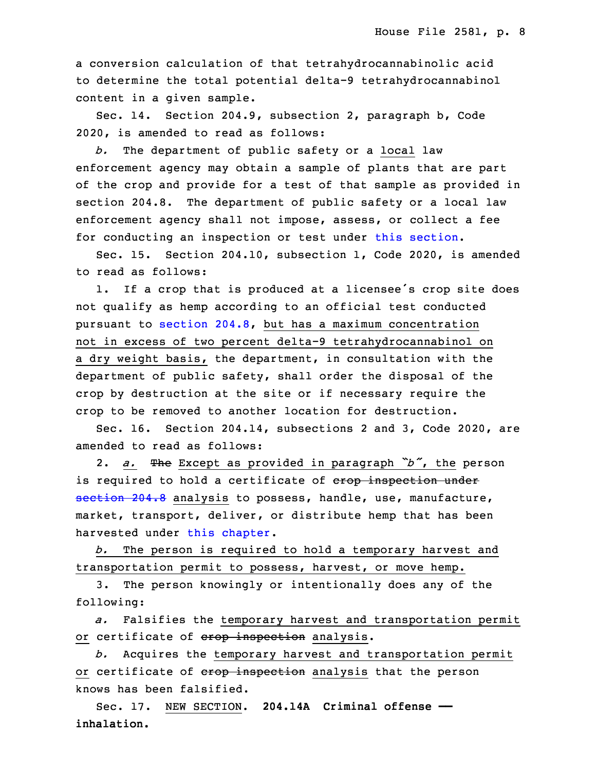a conversion calculation of that tetrahydrocannabinolic acid to determine the total potential delta-9 tetrahydrocannabinol content in a given sample.

Sec. 14. Section 204.9, subsection 2, paragraph b, Code 2020, is amended to read as follows:

*b.* The department of public safety or a local law enforcement agency may obtain a sample of plants that are part of the crop and provide for a test of that sample as provided in section 204.8. The department of public safety or a local law enforcement agency shall not impose, assess, or collect a fee for conducting an inspection or test under this section.

Sec. 15. Section 204.10, subsection 1, Code 2020, is amended to read as follows:

1. If a crop that is produced at a licensee's crop site does not qualify as hemp according to an official test conducted pursuant to section 204.8, but has a maximum concentration not in excess of two percent delta-9 tetrahydrocannabinol on a dry weight basis, the department, in consultation with the department of public safety, shall order the disposal of the crop by destruction at the site or if necessary require the crop to be removed to another location for destruction.

Sec. 16. Section 204.14, subsections 2 and 3, Code 2020, are amended to read as follows:

2. *a.* ~~The~~ Except as provided in paragraph "*b*", the person is required to hold a certificate of ~~crop inspection under section 204.8~~ analysis to possess, handle, use, manufacture, market, transport, deliver, or distribute hemp that has been harvested under this chapter.

*b.* The person is required to hold a temporary harvest and transportation permit to possess, harvest, or move hemp.

3. The person knowingly or intentionally does any of the following:

*a.* Falsifies the temporary harvest and transportation permit or certificate of ~~crop inspection~~ analysis.

*b.* Acquires the temporary harvest and transportation permit or certificate of ~~crop inspection~~ analysis that the person knows has been falsified.

Sec. 17. NEW SECTION. **204.14A Criminal offense — inhalation.**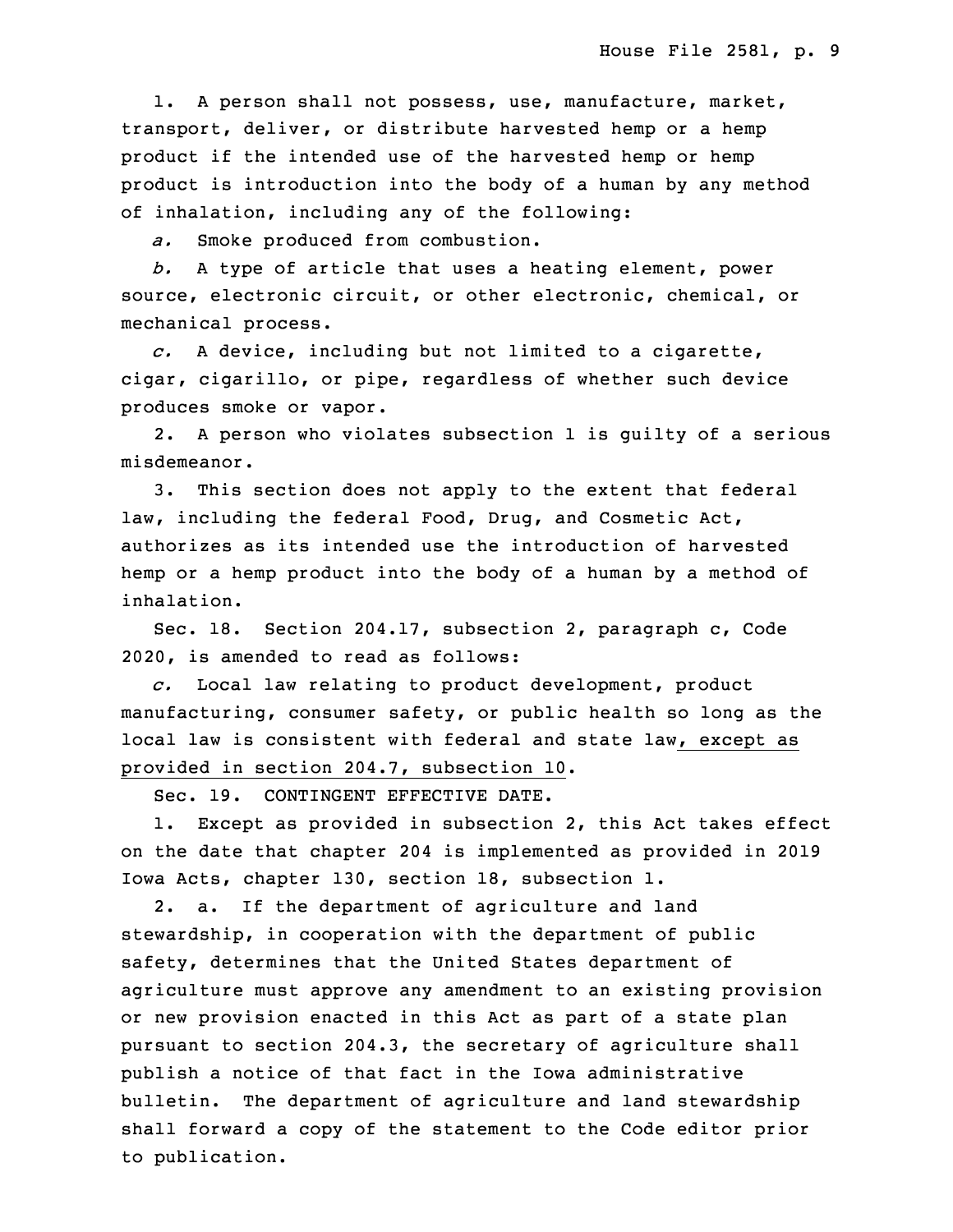1. A person shall not possess, use, manufacture, market, transport, deliver, or distribute harvested hemp or a hemp product if the intended use of the harvested hemp or hemp product is introduction into the body of a human by any method of inhalation, including any of the following:

*a.* Smoke produced from combustion.

*b.* A type of article that uses a heating element, power source, electronic circuit, or other electronic, chemical, or mechanical process.

*c.* A device, including but not limited to a cigarette, cigar, cigarillo, or pipe, regardless of whether such device produces smoke or vapor.

2. A person who violates subsection 1 is guilty of a serious misdemeanor.

3. This section does not apply to the extent that federal law, including the federal Food, Drug, and Cosmetic Act, authorizes as its intended use the introduction of harvested hemp or a hemp product into the body of a human by a method of inhalation.

Sec. 18. Section 204.17, subsection 2, paragraph c, Code 2020, is amended to read as follows:

*c.* Local law relating to product development, product manufacturing, consumer safety, or public health so long as the local law is consistent with federal and state law<u>, except as provided in section 204.7, subsection 10</u>.

Sec. 19. CONTINGENT EFFECTIVE DATE.

1. Except as provided in subsection 2, this Act takes effect on the date that chapter 204 is implemented as provided in 2019 Iowa Acts, chapter 130, section 18, subsection 1.

2. a. If the department of agriculture and land stewardship, in cooperation with the department of public safety, determines that the United States department of agriculture must approve any amendment to an existing provision or new provision enacted in this Act as part of a state plan pursuant to section 204.3, the secretary of agriculture shall publish a notice of that fact in the Iowa administrative bulletin. The department of agriculture and land stewardship shall forward a copy of the statement to the Code editor prior to publication.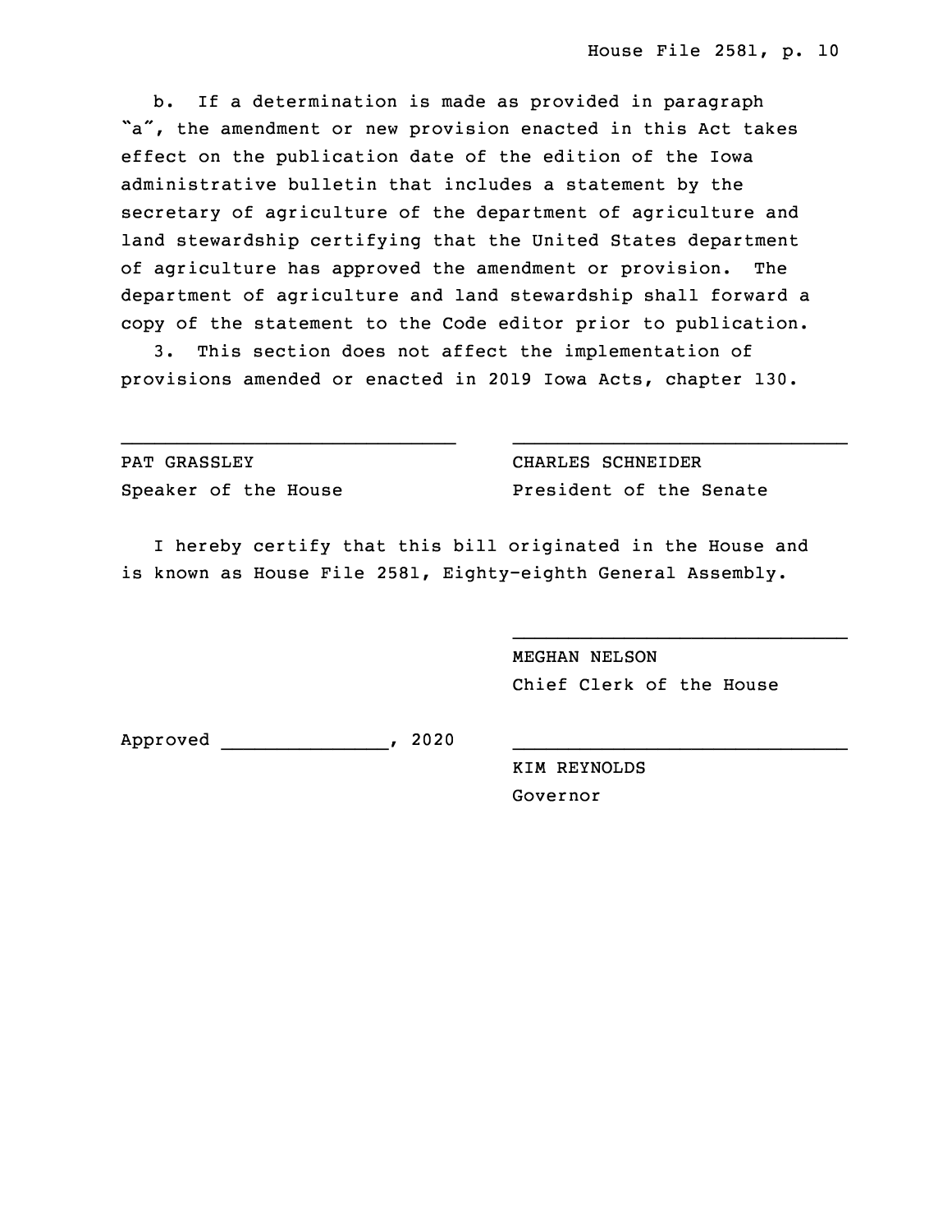b. If a determination is made as provided in paragraph "a", the amendment or new provision enacted in this Act takes effect on the publication date of the edition of the Iowa administrative bulletin that includes a statement by the secretary of agriculture of the department of agriculture and land stewardship certifying that the United States department of agriculture has approved the amendment or provision. The department of agriculture and land stewardship shall forward a copy of the statement to the Code editor prior to publication.

3. This section does not affect the implementation of provisions amended or enacted in 2019 Iowa Acts, chapter 130.

PAT GRASSLEY
Speaker of the House

CHARLES SCHNEIDER
President of the Senate

I hereby certify that this bill originated in the House and is known as House File 2581, Eighty-eighth General Assembly.

MEGHAN NELSON
Chief Clerk of the House

Approved _______________, 2020

KIM REYNOLDS
Governor